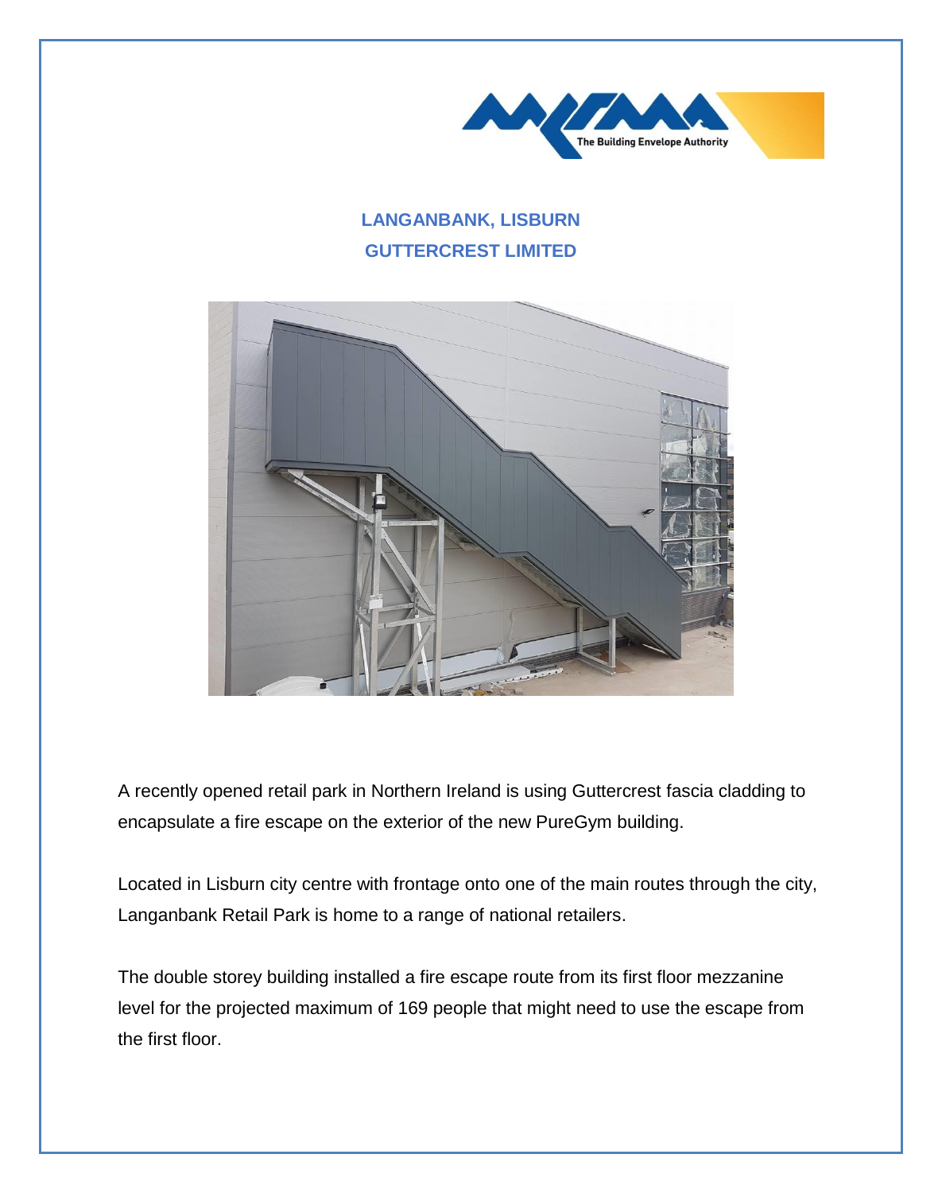## LANGANBANK, LISBURN
## GUTTERCREST LIMITED

A recently opened retail park in Northern Ireland is using Guttercrest fascia cladding to encapsulate a fire escape on the exterior of the new PureGym building.

Located in Lisburn city centre with frontage onto one of the main routes through the city, Langanbank Retail Park is home to a range of national retailers.

The double storey building installed a fire escape route from its first floor mezzanine level for the projected maximum of 169 people that might need to use the escape from the first floor.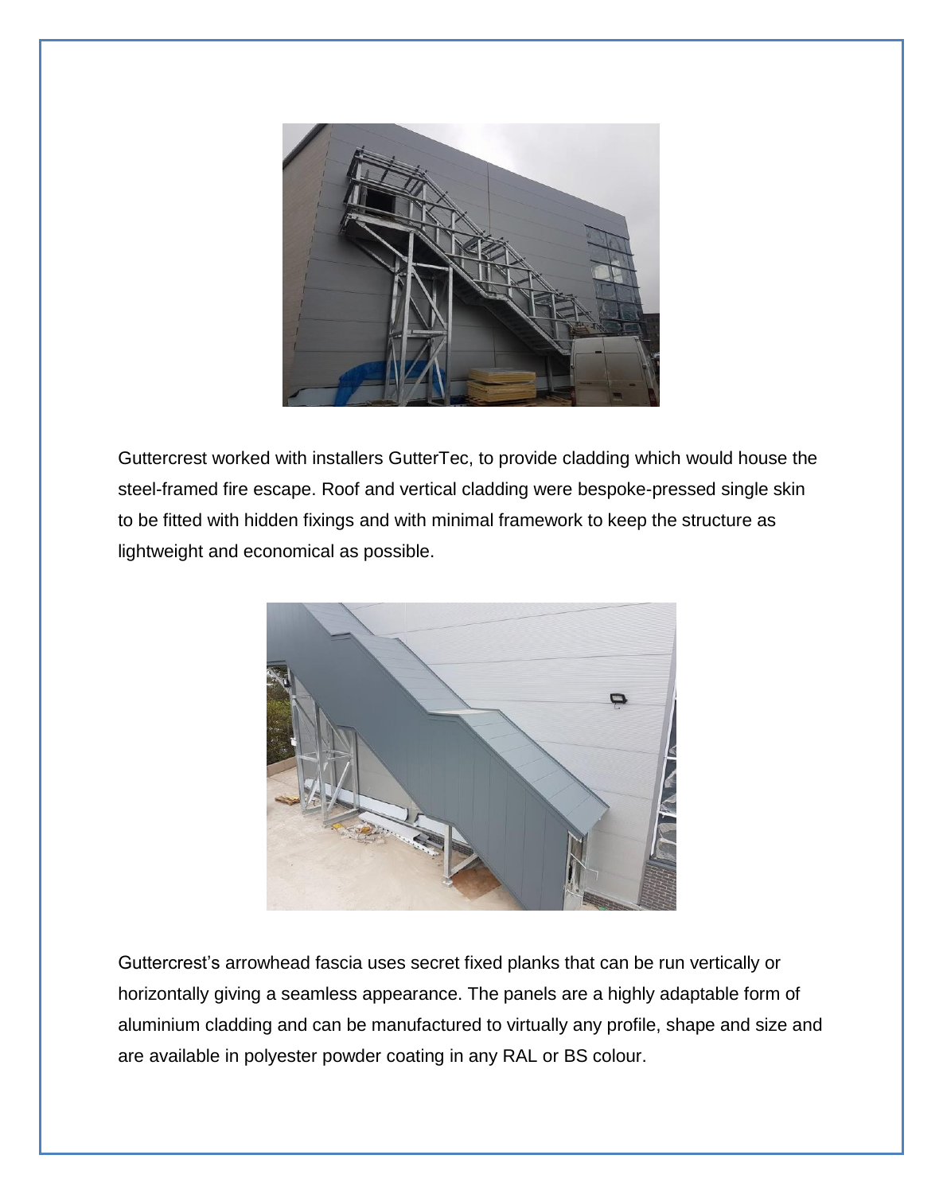Guttercrest worked with installers GutterTec, to provide cladding which would house the steel-framed fire escape. Roof and vertical cladding were bespoke-pressed single skin to be fitted with hidden fixings and with minimal framework to keep the structure as lightweight and economical as possible.

Guttercrest's arrowhead fascia uses secret fixed planks that can be run vertically or horizontally giving a seamless appearance. The panels are a highly adaptable form of aluminium cladding and can be manufactured to virtually any profile, shape and size and are available in polyester powder coating in any RAL or BS colour.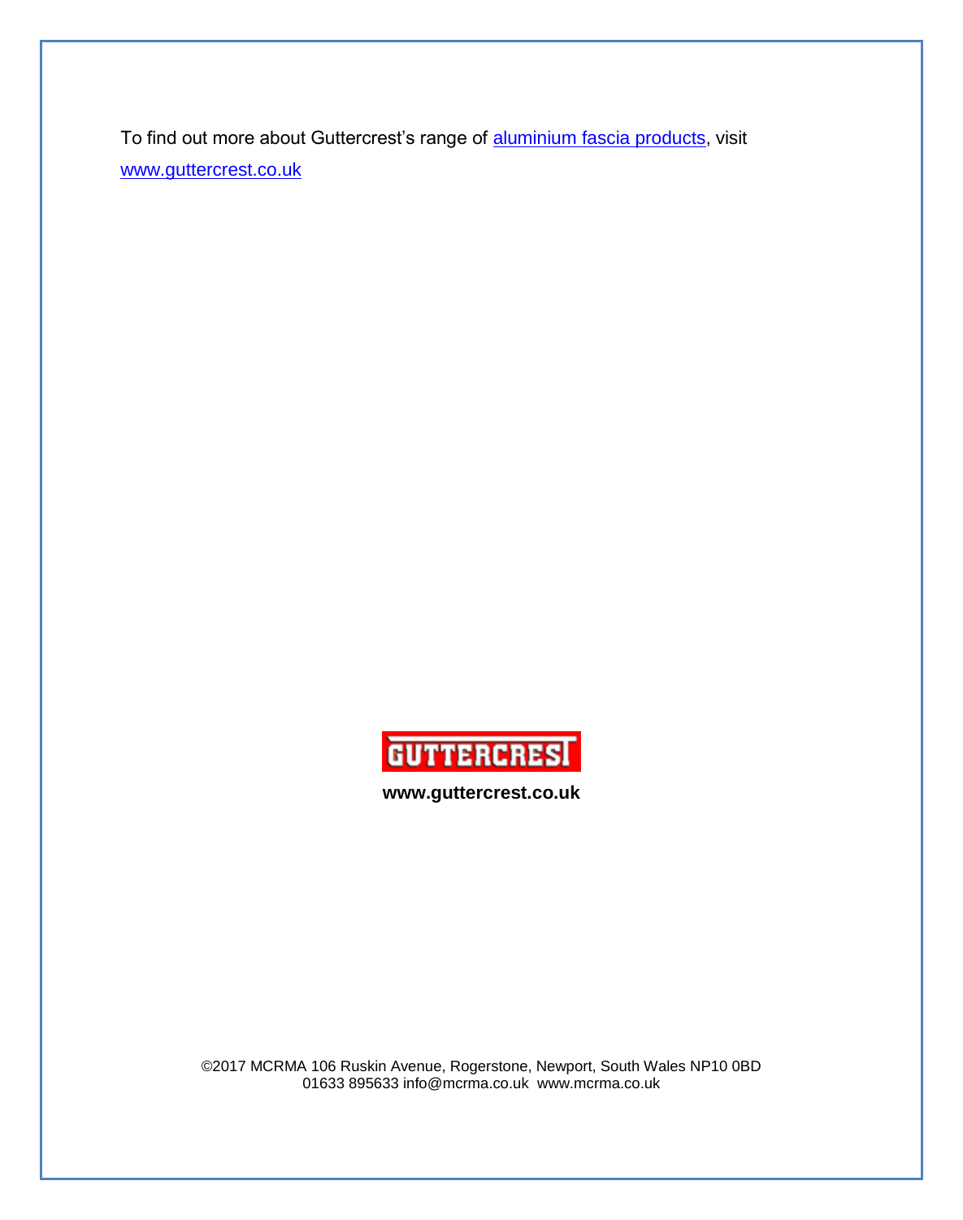To find out more about Guttercrest's range of [aluminium fascia products](), visit [www.guttercrest.co.uk]()

GUTTERCREST

**www.guttercrest.co.uk**

©2017 MCRMA 106 Ruskin Avenue, Rogerstone, Newport, South Wales NP10 0BD
01633 895633 info@mcrma.co.uk www.mcrma.co.uk